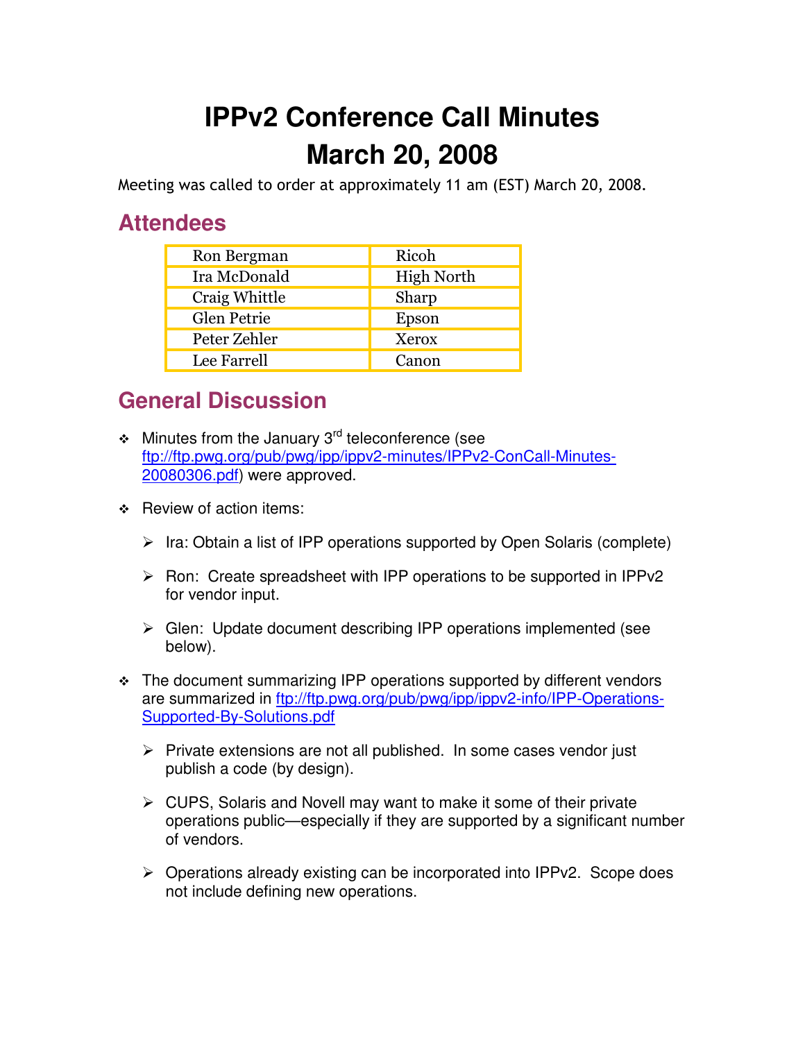# IPPv2 Conference Call Minutes
# March 20, 2008

Meeting was called to order at approximately 11 am (EST) March 20, 2008.

## Attendees

| | |
|---|---|
| Ron Bergman | Ricoh |
| Ira McDonald | High North |
| Craig Whittle | Sharp |
| Glen Petrie | Epson |
| Peter Zehler | Xerox |
| Lee Farrell | Canon |

## General Discussion

- Minutes from the January 3rd teleconference (see ftp://ftp.pwg.org/pub/pwg/ipp/ippv2-minutes/IPPv2-ConCall-Minutes-20080306.pdf) were approved.

- Review of action items:

  - Ira: Obtain a list of IPP operations supported by Open Solaris (complete)

  - Ron: Create spreadsheet with IPP operations to be supported in IPPv2 for vendor input.

  - Glen: Update document describing IPP operations implemented (see below).

- The document summarizing IPP operations supported by different vendors are summarized in ftp://ftp.pwg.org/pub/pwg/ipp/ippv2-info/IPP-Operations-Supported-By-Solutions.pdf

  - Private extensions are not all published. In some cases vendor just publish a code (by design).

  - CUPS, Solaris and Novell may want to make it some of their private operations public—especially if they are supported by a significant number of vendors.

  - Operations already existing can be incorporated into IPPv2. Scope does not include defining new operations.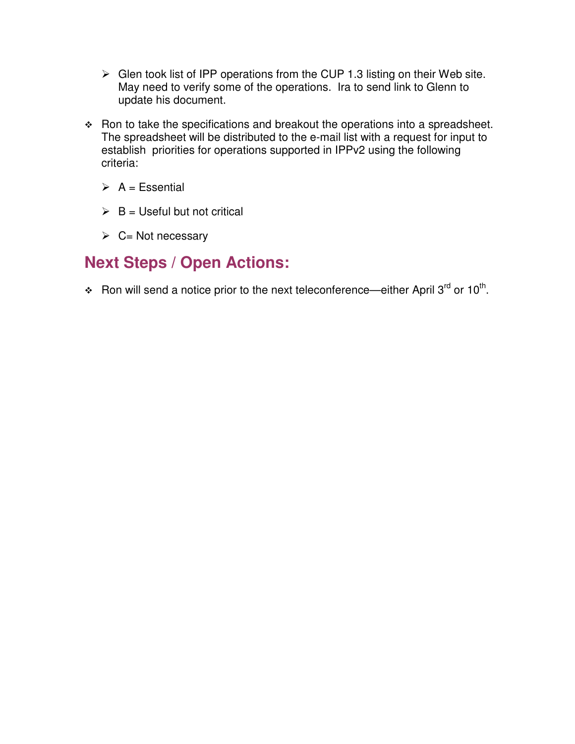- Glen took list of IPP operations from the CUP 1.3 listing on their Web site. May need to verify some of the operations. Ira to send link to Glenn to update his document.

- Ron to take the specifications and breakout the operations into a spreadsheet. The spreadsheet will be distributed to the e-mail list with a request for input to establish priorities for operations supported in IPPv2 using the following criteria:
  - A = Essential
  - B = Useful but not critical
  - C= Not necessary

## Next Steps / Open Actions:

- Ron will send a notice prior to the next teleconference—either April 3rd or 10th.